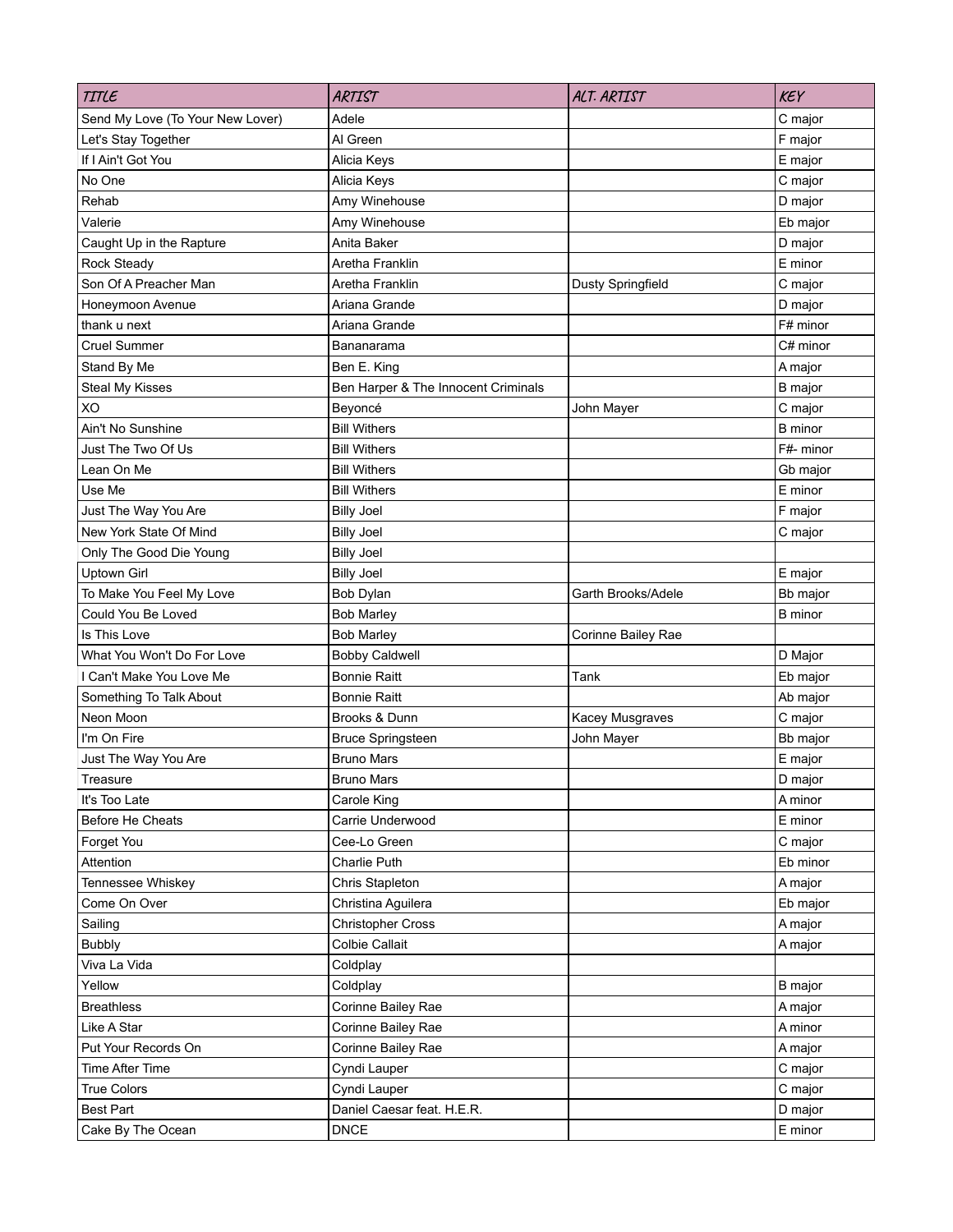| TITLE | ARTIST | ALT. ARTIST | KEY |
|---|---|---|---|
| Send My Love (To Your New Lover) | Adele | | C major |
| Let's Stay Together | Al Green | | F major |
| If I Ain't Got You | Alicia Keys | | E major |
| No One | Alicia Keys | | C major |
| Rehab | Amy Winehouse | | D major |
| Valerie | Amy Winehouse | | Eb major |
| Caught Up in the Rapture | Anita Baker | | D major |
| Rock Steady | Aretha Franklin | | E minor |
| Son Of A Preacher Man | Aretha Franklin | Dusty Springfield | C major |
| Honeymoon Avenue | Ariana Grande | | D major |
| thank u next | Ariana Grande | | F# minor |
| Cruel Summer | Bananarama | | C# minor |
| Stand By Me | Ben E. King | | A major |
| Steal My Kisses | Ben Harper & The Innocent Criminals | | B major |
| XO | Beyoncé | John Mayer | C major |
| Ain't No Sunshine | Bill Withers | | B minor |
| Just The Two Of Us | Bill Withers | | F#- minor |
| Lean On Me | Bill Withers | | Gb major |
| Use Me | Bill Withers | | E minor |
| Just The Way You Are | Billy Joel | | F major |
| New York State Of Mind | Billy Joel | | C major |
| Only The Good Die Young | Billy Joel | | |
| Uptown Girl | Billy Joel | | E major |
| To Make You Feel My Love | Bob Dylan | Garth Brooks/Adele | Bb major |
| Could You Be Loved | Bob Marley | | B minor |
| Is This Love | Bob Marley | Corinne Bailey Rae | |
| What You Won't Do For Love | Bobby Caldwell | | D Major |
| I Can't Make You Love Me | Bonnie Raitt | Tank | Eb major |
| Something To Talk About | Bonnie Raitt | | Ab major |
| Neon Moon | Brooks & Dunn | Kacey Musgraves | C major |
| I'm On Fire | Bruce Springsteen | John Mayer | Bb major |
| Just The Way You Are | Bruno Mars | | E major |
| Treasure | Bruno Mars | | D major |
| It's Too Late | Carole King | | A minor |
| Before He Cheats | Carrie Underwood | | E minor |
| Forget You | Cee-Lo Green | | C major |
| Attention | Charlie Puth | | Eb minor |
| Tennessee Whiskey | Chris Stapleton | | A major |
| Come On Over | Christina Aguilera | | Eb major |
| Sailing | Christopher Cross | | A major |
| Bubbly | Colbie Callait | | A major |
| Viva La Vida | Coldplay | | |
| Yellow | Coldplay | | B major |
| Breathless | Corinne Bailey Rae | | A major |
| Like A Star | Corinne Bailey Rae | | A minor |
| Put Your Records On | Corinne Bailey Rae | | A major |
| Time After Time | Cyndi Lauper | | C major |
| True Colors | Cyndi Lauper | | C major |
| Best Part | Daniel Caesar feat. H.E.R. | | D major |
| Cake By The Ocean | DNCE | | E minor |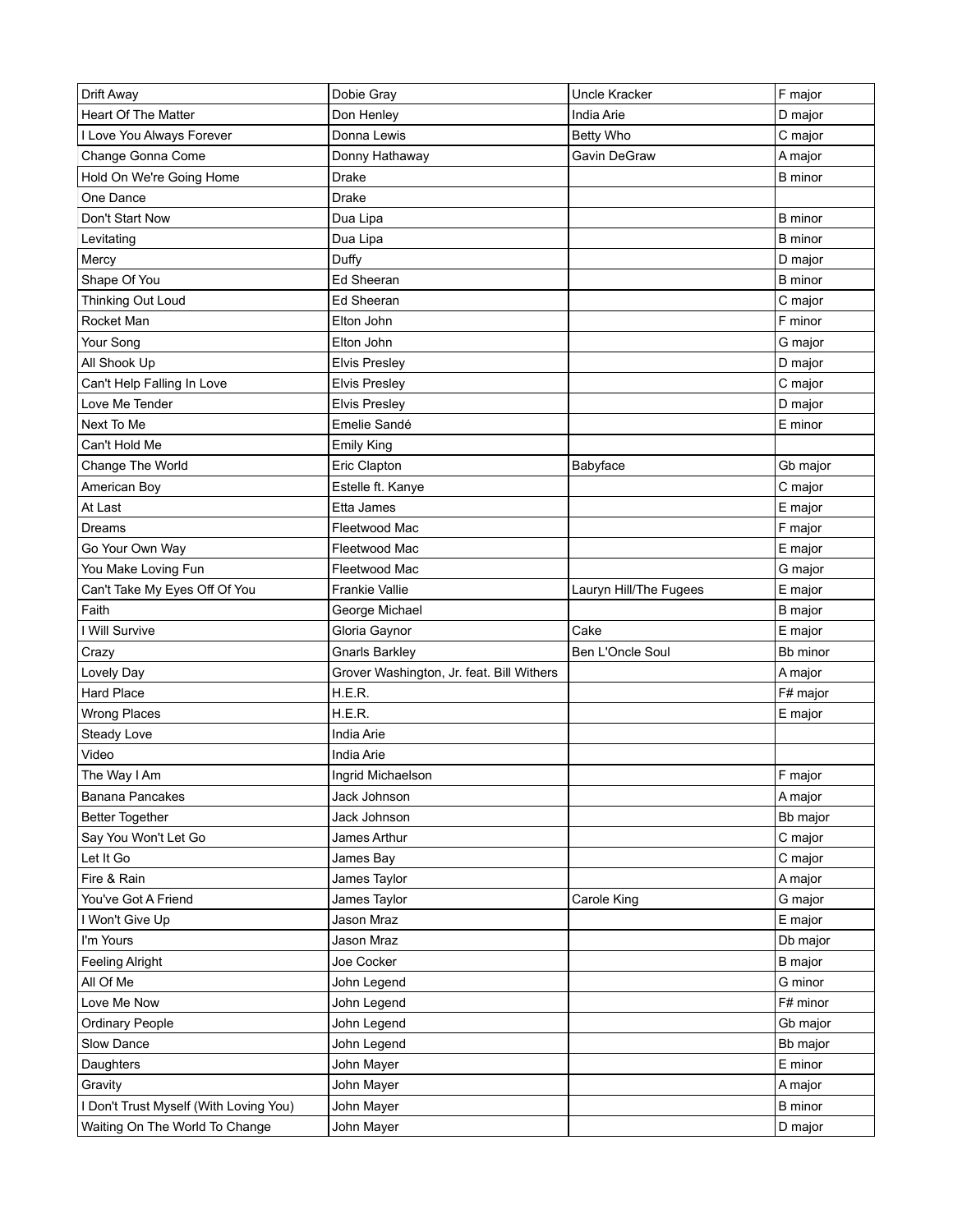| Drift Away | Dobie Gray | Uncle Kracker | F major |
|---|---|---|---|
| Heart Of The Matter | Don Henley | India Arie | D major |
| I Love You Always Forever | Donna Lewis | Betty Who | C major |
| Change Gonna Come | Donny Hathaway | Gavin DeGraw | A major |
| Hold On We're Going Home | Drake | | B minor |
| One Dance | Drake | | |
| Don't Start Now | Dua Lipa | | B minor |
| Levitating | Dua Lipa | | B minor |
| Mercy | Duffy | | D major |
| Shape Of You | Ed Sheeran | | B minor |
| Thinking Out Loud | Ed Sheeran | | C major |
| Rocket Man | Elton John | | F minor |
| Your Song | Elton John | | G major |
| All Shook Up | Elvis Presley | | D major |
| Can't Help Falling In Love | Elvis Presley | | C major |
| Love Me Tender | Elvis Presley | | D major |
| Next To Me | Emelie Sandé | | E minor |
| Can't Hold Me | Emily King | | |
| Change The World | Eric Clapton | Babyface | Gb major |
| American Boy | Estelle ft. Kanye | | C major |
| At Last | Etta James | | E major |
| Dreams | Fleetwood Mac | | F major |
| Go Your Own Way | Fleetwood Mac | | E major |
| You Make Loving Fun | Fleetwood Mac | | G major |
| Can't Take My Eyes Off Of You | Frankie Vallie | Lauryn Hill/The Fugees | E major |
| Faith | George Michael | | B major |
| I Will Survive | Gloria Gaynor | Cake | E major |
| Crazy | Gnarls Barkley | Ben L'Oncle Soul | Bb minor |
| Lovely Day | Grover Washington, Jr. feat. Bill Withers | | A major |
| Hard Place | H.E.R. | | F# major |
| Wrong Places | H.E.R. | | E major |
| Steady Love | India Arie | | |
| Video | India Arie | | |
| The Way I Am | Ingrid Michaelson | | F major |
| Banana Pancakes | Jack Johnson | | A major |
| Better Together | Jack Johnson | | Bb major |
| Say You Won't Let Go | James Arthur | | C major |
| Let It Go | James Bay | | C major |
| Fire & Rain | James Taylor | | A major |
| You've Got A Friend | James Taylor | Carole King | G major |
| I Won't Give Up | Jason Mraz | | E major |
| I'm Yours | Jason Mraz | | Db major |
| Feeling Alright | Joe Cocker | | B major |
| All Of Me | John Legend | | G minor |
| Love Me Now | John Legend | | F# minor |
| Ordinary People | John Legend | | Gb major |
| Slow Dance | John Legend | | Bb major |
| Daughters | John Mayer | | E minor |
| Gravity | John Mayer | | A major |
| I Don't Trust Myself (With Loving You) | John Mayer | | B minor |
| Waiting On The World To Change | John Mayer | | D major |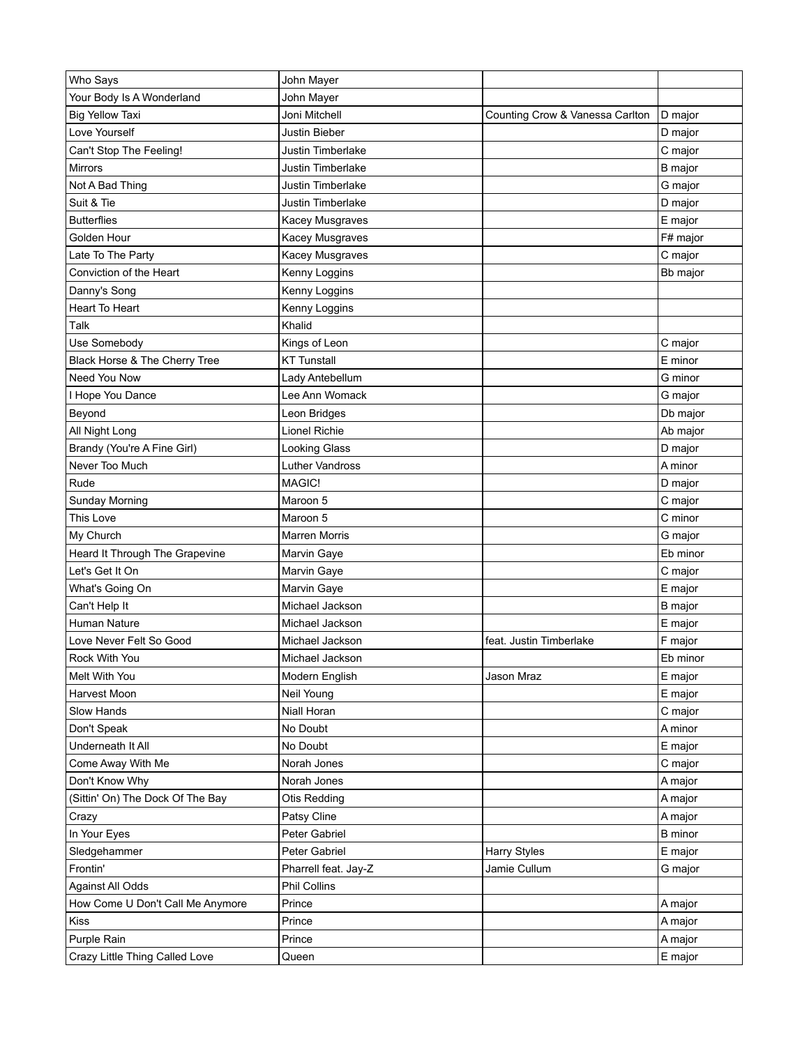| | | | |
|---|---|---|---|
| Who Says | John Mayer | | |
| Your Body Is A Wonderland | John Mayer | | |
| Big Yellow Taxi | Joni Mitchell | Counting Crow & Vanessa Carlton | D major |
| Love Yourself | Justin Bieber | | D major |
| Can't Stop The Feeling! | Justin Timberlake | | C major |
| Mirrors | Justin Timberlake | | B major |
| Not A Bad Thing | Justin Timberlake | | G major |
| Suit & Tie | Justin Timberlake | | D major |
| Butterflies | Kacey Musgraves | | E major |
| Golden Hour | Kacey Musgraves | | F# major |
| Late To The Party | Kacey Musgraves | | C major |
| Conviction of the Heart | Kenny Loggins | | Bb major |
| Danny's Song | Kenny Loggins | | |
| Heart To Heart | Kenny Loggins | | |
| Talk | Khalid | | |
| Use Somebody | Kings of Leon | | C major |
| Black Horse & The Cherry Tree | KT Tunstall | | E minor |
| Need You Now | Lady Antebellum | | G minor |
| I Hope You Dance | Lee Ann Womack | | G major |
| Beyond | Leon Bridges | | Db major |
| All Night Long | Lionel Richie | | Ab major |
| Brandy (You're A Fine Girl) | Looking Glass | | D major |
| Never Too Much | Luther Vandross | | A minor |
| Rude | MAGIC! | | D major |
| Sunday Morning | Maroon 5 | | C major |
| This Love | Maroon 5 | | C minor |
| My Church | Marren Morris | | G major |
| Heard It Through The Grapevine | Marvin Gaye | | Eb minor |
| Let's Get It On | Marvin Gaye | | C major |
| What's Going On | Marvin Gaye | | E major |
| Can't Help It | Michael Jackson | | B major |
| Human Nature | Michael Jackson | | E major |
| Love Never Felt So Good | Michael Jackson | feat. Justin Timberlake | F major |
| Rock With You | Michael Jackson | | Eb minor |
| Melt With You | Modern English | Jason Mraz | E major |
| Harvest Moon | Neil Young | | E major |
| Slow Hands | Niall Horan | | C major |
| Don't Speak | No Doubt | | A minor |
| Underneath It All | No Doubt | | E major |
| Come Away With Me | Norah Jones | | C major |
| Don't Know Why | Norah Jones | | A major |
| (Sittin' On) The Dock Of The Bay | Otis Redding | | A major |
| Crazy | Patsy Cline | | A major |
| In Your Eyes | Peter Gabriel | | B minor |
| Sledgehammer | Peter Gabriel | Harry Styles | E major |
| Frontin' | Pharrell feat. Jay-Z | Jamie Cullum | G major |
| Against All Odds | Phil Collins | | |
| How Come U Don't Call Me Anymore | Prince | | A major |
| Kiss | Prince | | A major |
| Purple Rain | Prince | | A major |
| Crazy Little Thing Called Love | Queen | | E major |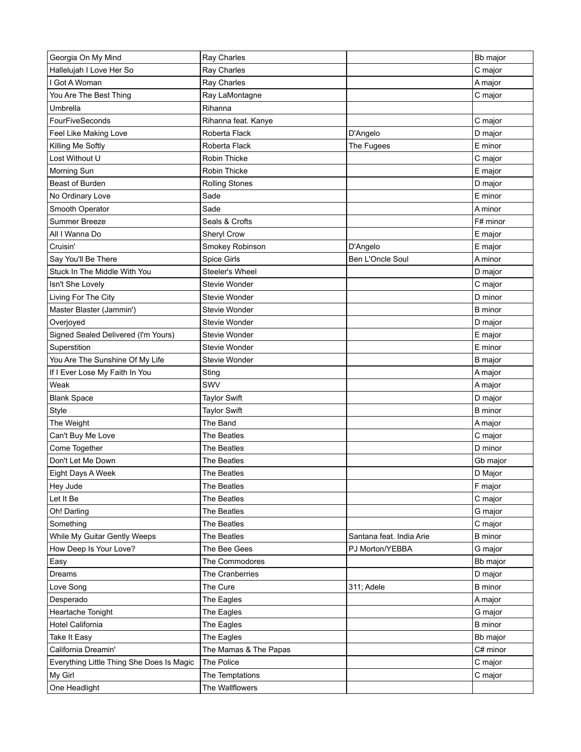| | | | |
|---|---|---|---|
| Georgia On My Mind | Ray Charles | | Bb major |
| Hallelujah I Love Her So | Ray Charles | | C major |
| I Got A Woman | Ray Charles | | A major |
| You Are The Best Thing | Ray LaMontagne | | C major |
| Umbrella | Rihanna | | |
| FourFiveSeconds | Rihanna feat. Kanye | | C major |
| Feel Like Making Love | Roberta Flack | D'Angelo | D major |
| Killing Me Softly | Roberta Flack | The Fugees | E minor |
| Lost Without U | Robin Thicke | | C major |
| Morning Sun | Robin Thicke | | E major |
| Beast of Burden | Rolling Stones | | D major |
| No Ordinary Love | Sade | | E minor |
| Smooth Operator | Sade | | A minor |
| Summer Breeze | Seals & Crofts | | F# minor |
| All I Wanna Do | Sheryl Crow | | E major |
| Cruisin' | Smokey Robinson | D'Angelo | E major |
| Say You'll Be There | Spice Girls | Ben L'Oncle Soul | A minor |
| Stuck In The Middle With You | Steeler's Wheel | | D major |
| Isn't She Lovely | Stevie Wonder | | C major |
| Living For The City | Stevie Wonder | | D minor |
| Master Blaster (Jammin') | Stevie Wonder | | B minor |
| Overjoyed | Stevie Wonder | | D major |
| Signed Sealed Delivered (I'm Yours) | Stevie Wonder | | E major |
| Superstition | Stevie Wonder | | E minor |
| You Are The Sunshine Of My Life | Stevie Wonder | | B major |
| If I Ever Lose My Faith In You | Sting | | A major |
| Weak | SWV | | A major |
| Blank Space | Taylor Swift | | D major |
| Style | Taylor Swift | | B minor |
| The Weight | The Band | | A major |
| Can't Buy Me Love | The Beatles | | C major |
| Come Together | The Beatles | | D minor |
| Don't Let Me Down | The Beatles | | Gb major |
| Eight Days A Week | The Beatles | | D Major |
| Hey Jude | The Beatles | | F major |
| Let It Be | The Beatles | | C major |
| Oh! Darling | The Beatles | | G major |
| Something | The Beatles | | C major |
| While My Guitar Gently Weeps | The Beatles | Santana feat. India Arie | B minor |
| How Deep Is Your Love? | The Bee Gees | PJ Morton/YEBBA | G major |
| Easy | The Commodores | | Bb major |
| Dreams | The Cranberries | | D major |
| Love Song | The Cure | 311; Adele | B minor |
| Desperado | The Eagles | | A major |
| Heartache Tonight | The Eagles | | G major |
| Hotel California | The Eagles | | B minor |
| Take It Easy | The Eagles | | Bb major |
| California Dreamin' | The Mamas & The Papas | | C# minor |
| Everything Little Thing She Does Is Magic | The Police | | C major |
| My Girl | The Temptations | | C major |
| One Headlight | The Wallflowers | | |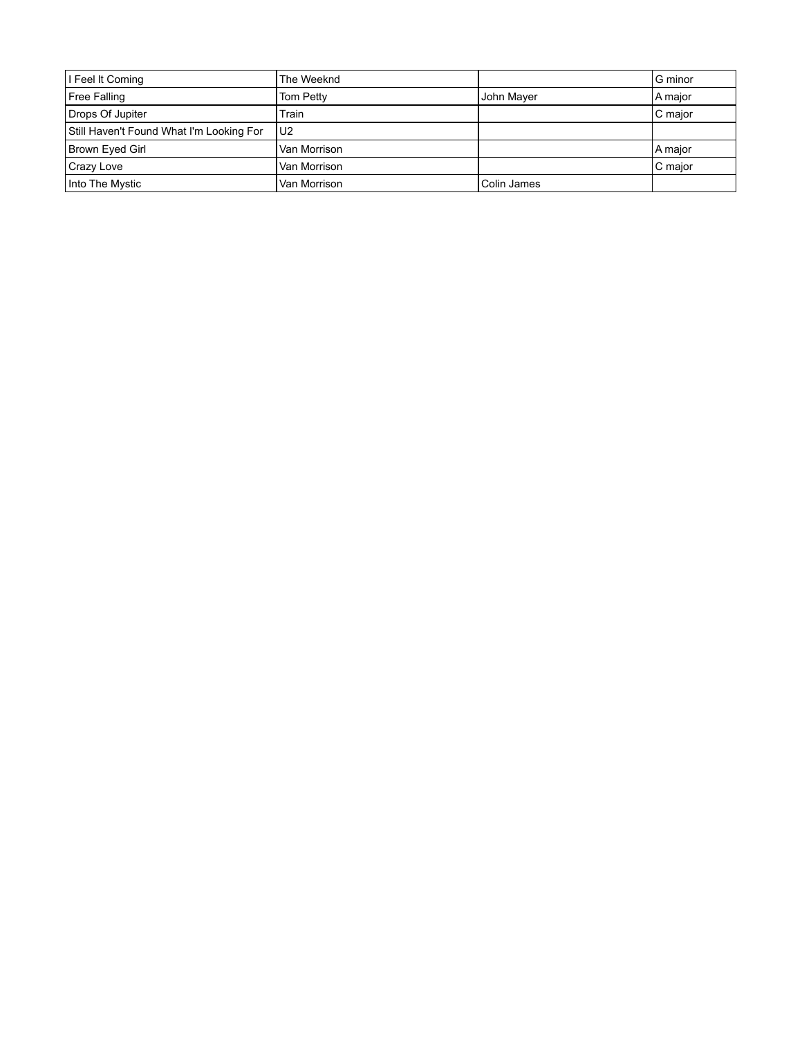| | | | |
|---|---|---|---|
| I Feel It Coming | The Weeknd | | G minor |
| Free Falling | Tom Petty | John Mayer | A major |
| Drops Of Jupiter | Train | | C major |
| Still Haven't Found What I'm Looking For | U2 | | |
| Brown Eyed Girl | Van Morrison | | A major |
| Crazy Love | Van Morrison | | C major |
| Into The Mystic | Van Morrison | Colin James | |